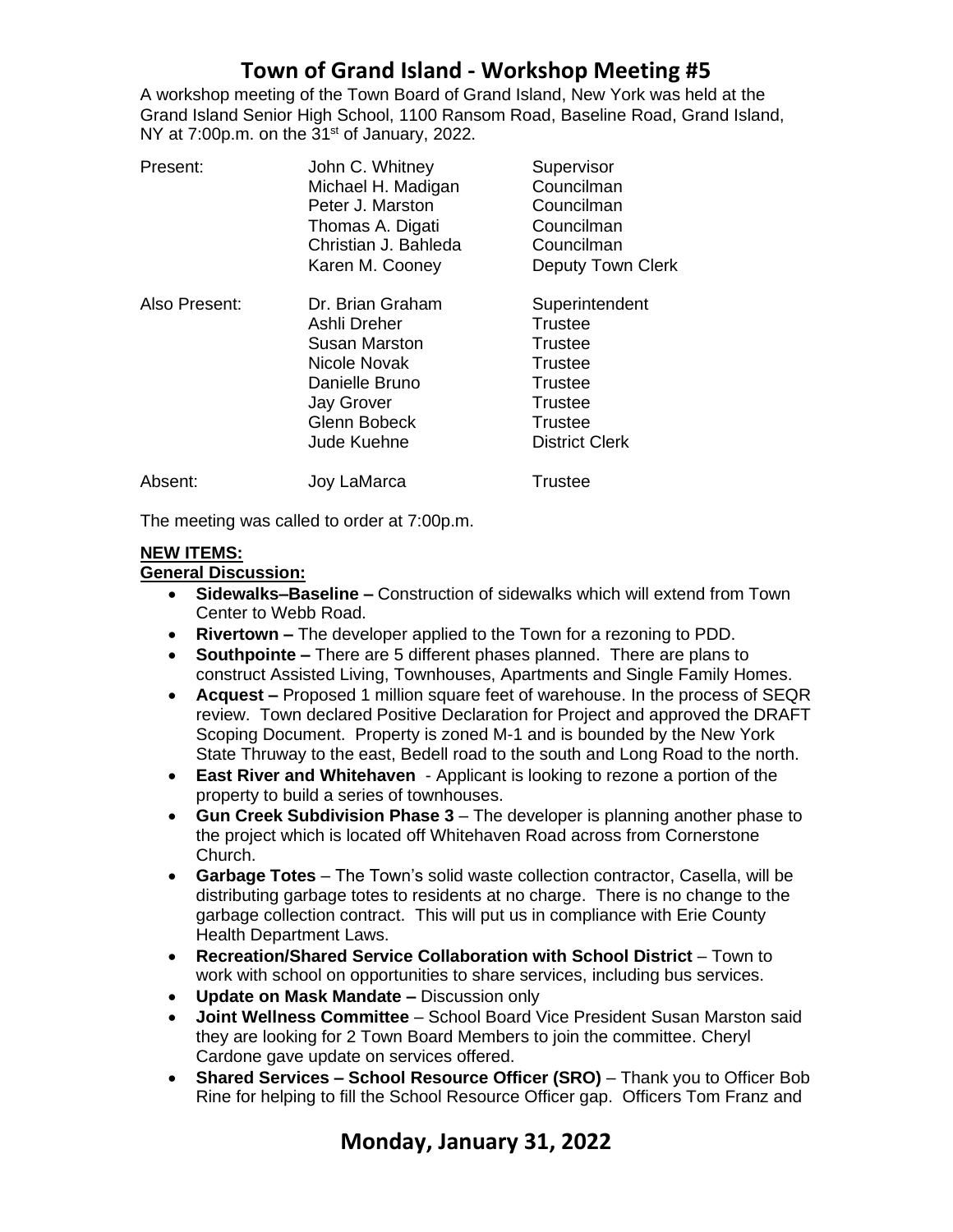# Town of Grand Island - Workshop Meeting #5

A workshop meeting of the Town Board of Grand Island, New York was held at the Grand Island Senior High School, 1100 Ransom Road, Baseline Road, Grand Island, NY at 7:00p.m. on the 31st of January, 2022.

| | | |
|---|---|---|
| Present: | John C. Whitney | Supervisor |
| | Michael H. Madigan | Councilman |
| | Peter J. Marston | Councilman |
| | Thomas A. Digati | Councilman |
| | Christian J. Bahleda | Councilman |
| | Karen M. Cooney | Deputy Town Clerk |
| Also Present: | Dr. Brian Graham | Superintendent |
| | Ashli Dreher | Trustee |
| | Susan Marston | Trustee |
| | Nicole Novak | Trustee |
| | Danielle Bruno | Trustee |
| | Jay Grover | Trustee |
| | Glenn Bobeck | Trustee |
| | Jude Kuehne | District Clerk |
| Absent: | Joy LaMarca | Trustee |

The meeting was called to order at 7:00p.m.

**NEW ITEMS:**

**General Discussion:**

- **Sidewalks–Baseline –** Construction of sidewalks which will extend from Town Center to Webb Road.
- **Rivertown –** The developer applied to the Town for a rezoning to PDD.
- **Southpointe –** There are 5 different phases planned. There are plans to construct Assisted Living, Townhouses, Apartments and Single Family Homes.
- **Acquest –** Proposed 1 million square feet of warehouse. In the process of SEQR review. Town declared Positive Declaration for Project and approved the DRAFT Scoping Document. Property is zoned M-1 and is bounded by the New York State Thruway to the east, Bedell road to the south and Long Road to the north.
- **East River and Whitehaven** - Applicant is looking to rezone a portion of the property to build a series of townhouses.
- **Gun Creek Subdivision Phase 3** – The developer is planning another phase to the project which is located off Whitehaven Road across from Cornerstone Church.
- **Garbage Totes** – The Town's solid waste collection contractor, Casella, will be distributing garbage totes to residents at no charge. There is no change to the garbage collection contract. This will put us in compliance with Erie County Health Department Laws.
- **Recreation/Shared Service Collaboration with School District** – Town to work with school on opportunities to share services, including bus services.
- **Update on Mask Mandate –** Discussion only
- **Joint Wellness Committee** – School Board Vice President Susan Marston said they are looking for 2 Town Board Members to join the committee. Cheryl Cardone gave update on services offered.
- **Shared Services – School Resource Officer (SRO)** – Thank you to Officer Bob Rine for helping to fill the School Resource Officer gap. Officers Tom Franz and

**Monday, January 31, 2022**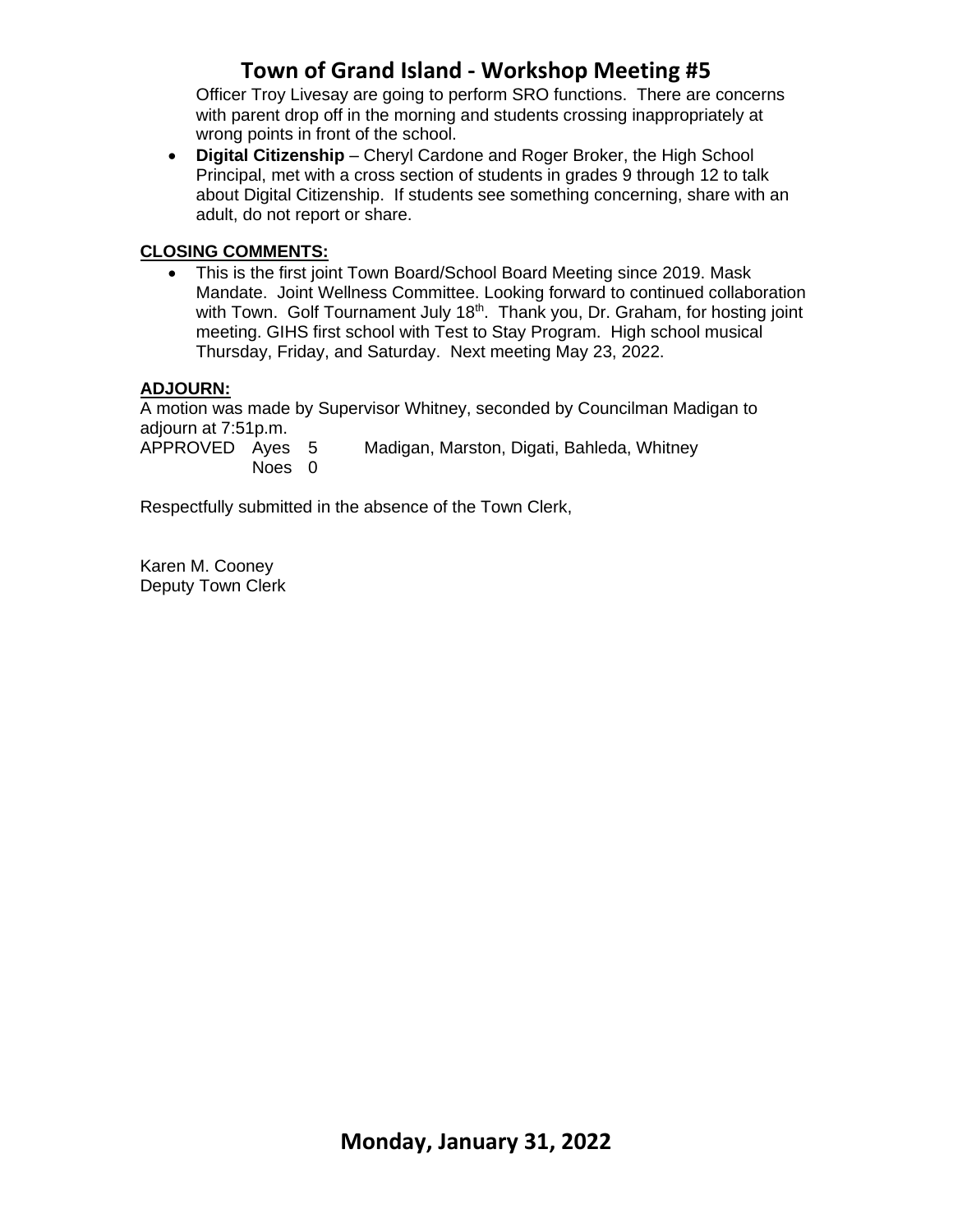Officer Troy Livesay are going to perform SRO functions. There are concerns with parent drop off in the morning and students crossing inappropriately at wrong points in front of the school.

- **Digital Citizenship** – Cheryl Cardone and Roger Broker, the High School Principal, met with a cross section of students in grades 9 through 12 to talk about Digital Citizenship. If students see something concerning, share with an adult, do not report or share.

**CLOSING COMMENTS:**

- This is the first joint Town Board/School Board Meeting since 2019. Mask Mandate. Joint Wellness Committee. Looking forward to continued collaboration with Town. Golf Tournament July 18th. Thank you, Dr. Graham, for hosting joint meeting. GIHS first school with Test to Stay Program. High school musical Thursday, Friday, and Saturday. Next meeting May 23, 2022.

**ADJOURN:**

A motion was made by Supervisor Whitney, seconded by Councilman Madigan to adjourn at 7:51p.m.

| | | | |
|---|---|---|---|
| APPROVED | Ayes | 5 | Madigan, Marston, Digati, Bahleda, Whitney |
| | Noes | 0 | |

Respectfully submitted in the absence of the Town Clerk,

Karen M. Cooney
Deputy Town Clerk